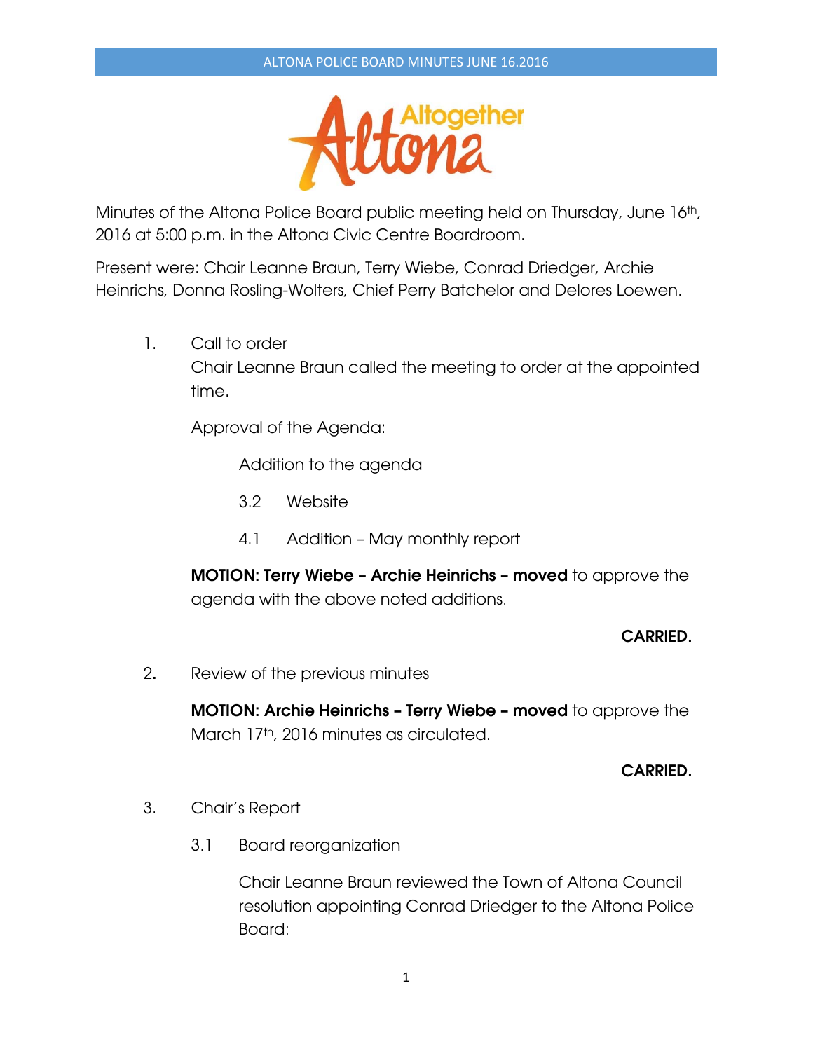Minutes of the Altona Police Board public meeting held on Thursday, June 16th, 2016 at 5:00 p.m. in the Altona Civic Centre Boardroom.

Present were: Chair Leanne Braun, Terry Wiebe, Conrad Driedger, Archie Heinrichs, Donna Rosling-Wolters, Chief Perry Batchelor and Delores Loewen.

1. Call to order

   Chair Leanne Braun called the meeting to order at the appointed time.

   Approval of the Agenda:

   Addition to the agenda

   3.2 Website

   4.1 Addition – May monthly report

   **MOTION: Terry Wiebe – Archie Heinrichs – moved** to approve the agenda with the above noted additions.

   **CARRIED.**

2. Review of the previous minutes

   **MOTION: Archie Heinrichs – Terry Wiebe – moved** to approve the March 17th, 2016 minutes as circulated.

   **CARRIED.**

3. Chair's Report

   3.1 Board reorganization

   Chair Leanne Braun reviewed the Town of Altona Council resolution appointing Conrad Driedger to the Altona Police Board: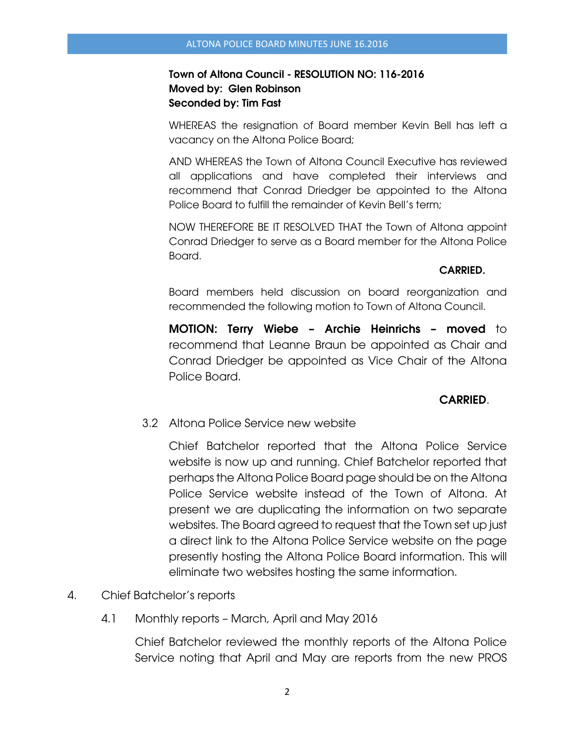**Town of Altona Council - RESOLUTION NO: 116-2016**
**Moved by: Glen Robinson**
**Seconded by: Tim Fast**

WHEREAS the resignation of Board member Kevin Bell has left a vacancy on the Altona Police Board;

AND WHEREAS the Town of Altona Council Executive has reviewed all applications and have completed their interviews and recommend that Conrad Driedger be appointed to the Altona Police Board to fulfill the remainder of Kevin Bell's term;

NOW THEREFORE BE IT RESOLVED THAT the Town of Altona appoint Conrad Driedger to serve as a Board member for the Altona Police Board.

**CARRIED.**

Board members held discussion on board reorganization and recommended the following motion to Town of Altona Council.

**MOTION: Terry Wiebe – Archie Heinrichs – moved** to recommend that Leanne Braun be appointed as Chair and Conrad Driedger be appointed as Vice Chair of the Altona Police Board.

**CARRIED**.

3.2 Altona Police Service new website

Chief Batchelor reported that the Altona Police Service website is now up and running. Chief Batchelor reported that perhaps the Altona Police Board page should be on the Altona Police Service website instead of the Town of Altona. At present we are duplicating the information on two separate websites. The Board agreed to request that the Town set up just a direct link to the Altona Police Service website on the page presently hosting the Altona Police Board information. This will eliminate two websites hosting the same information.

4. Chief Batchelor's reports

4.1 Monthly reports – March, April and May 2016

Chief Batchelor reviewed the monthly reports of the Altona Police Service noting that April and May are reports from the new PROS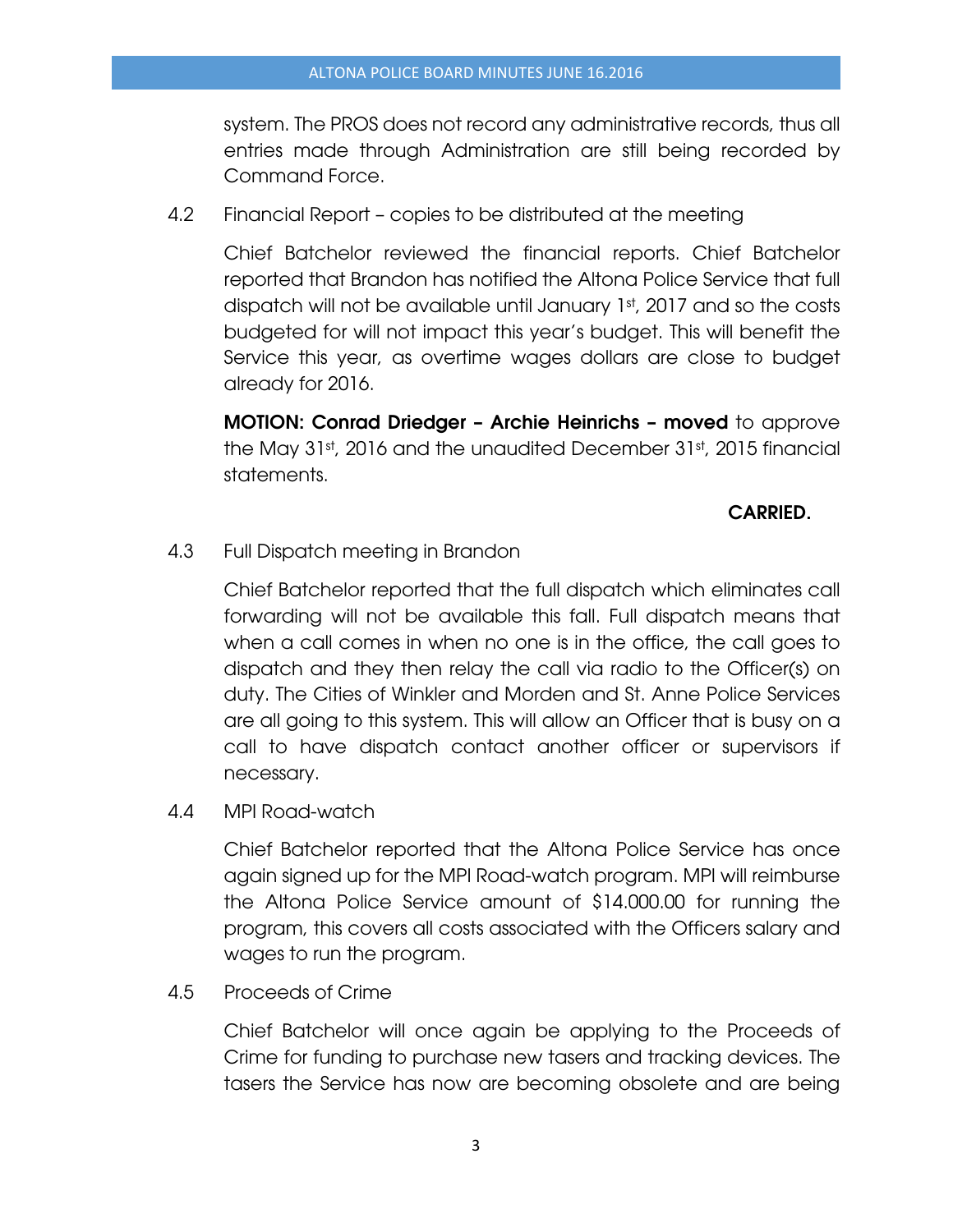system. The PROS does not record any administrative records, thus all entries made through Administration are still being recorded by Command Force.

4.2 Financial Report – copies to be distributed at the meeting

Chief Batchelor reviewed the financial reports. Chief Batchelor reported that Brandon has notified the Altona Police Service that full dispatch will not be available until January 1st, 2017 and so the costs budgeted for will not impact this year's budget. This will benefit the Service this year, as overtime wages dollars are close to budget already for 2016.

**MOTION: Conrad Driedger – Archie Heinrichs – moved** to approve the May 31st, 2016 and the unaudited December 31st, 2015 financial statements.

**CARRIED.**

4.3 Full Dispatch meeting in Brandon

Chief Batchelor reported that the full dispatch which eliminates call forwarding will not be available this fall. Full dispatch means that when a call comes in when no one is in the office, the call goes to dispatch and they then relay the call via radio to the Officer(s) on duty. The Cities of Winkler and Morden and St. Anne Police Services are all going to this system. This will allow an Officer that is busy on a call to have dispatch contact another officer or supervisors if necessary.

4.4 MPI Road-watch

Chief Batchelor reported that the Altona Police Service has once again signed up for the MPI Road-watch program. MPI will reimburse the Altona Police Service amount of $14.000.00 for running the program, this covers all costs associated with the Officers salary and wages to run the program.

4.5 Proceeds of Crime

Chief Batchelor will once again be applying to the Proceeds of Crime for funding to purchase new tasers and tracking devices. The tasers the Service has now are becoming obsolete and are being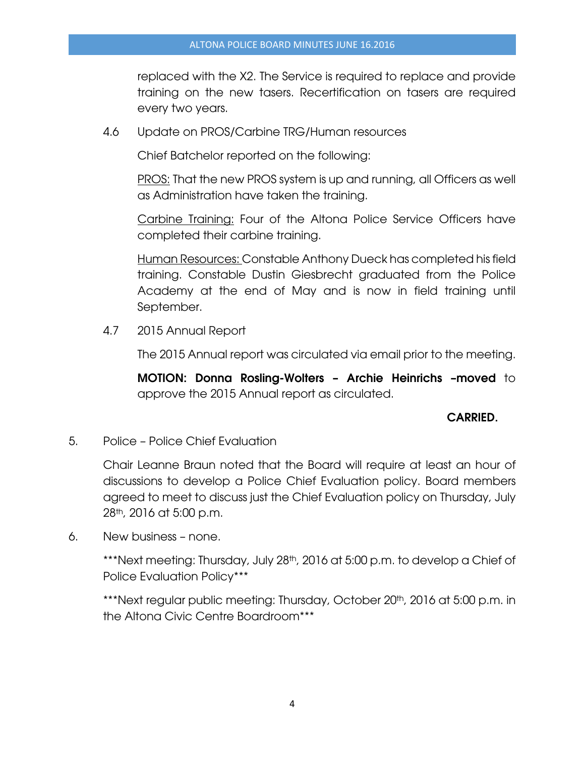replaced with the X2. The Service is required to replace and provide training on the new tasers. Recertification on tasers are required every two years.

4.6 Update on PROS/Carbine TRG/Human resources

Chief Batchelor reported on the following:

PROS: That the new PROS system is up and running, all Officers as well as Administration have taken the training.

Carbine Training: Four of the Altona Police Service Officers have completed their carbine training.

Human Resources: Constable Anthony Dueck has completed his field training. Constable Dustin Giesbrecht graduated from the Police Academy at the end of May and is now in field training until September.

4.7 2015 Annual Report

The 2015 Annual report was circulated via email prior to the meeting.

**MOTION: Donna Rosling-Wolters – Archie Heinrichs –moved** to approve the 2015 Annual report as circulated.

**CARRIED.**

5. Police – Police Chief Evaluation

Chair Leanne Braun noted that the Board will require at least an hour of discussions to develop a Police Chief Evaluation policy. Board members agreed to meet to discuss just the Chief Evaluation policy on Thursday, July 28th, 2016 at 5:00 p.m.

6. New business – none.

***Next meeting: Thursday, July 28th, 2016 at 5:00 p.m. to develop a Chief of Police Evaluation Policy***

***Next regular public meeting: Thursday, October 20th, 2016 at 5:00 p.m. in the Altona Civic Centre Boardroom***